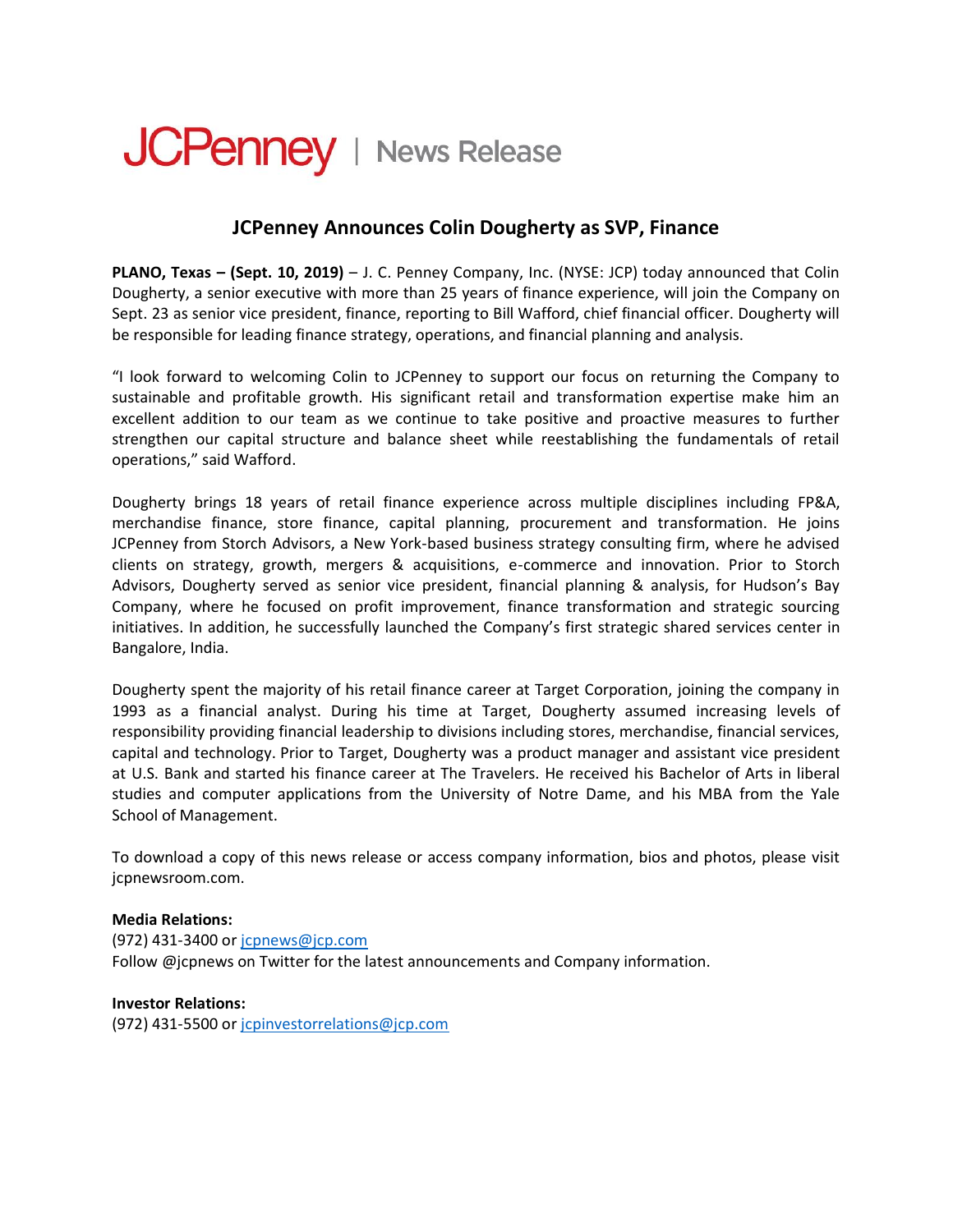JCPenney | News Release

# JCPenney Announces Colin Dougherty as SVP, Finance

**PLANO, Texas – (Sept. 10, 2019)** – J. C. Penney Company, Inc. (NYSE: JCP) today announced that Colin Dougherty, a senior executive with more than 25 years of finance experience, will join the Company on Sept. 23 as senior vice president, finance, reporting to Bill Wafford, chief financial officer. Dougherty will be responsible for leading finance strategy, operations, and financial planning and analysis.

"I look forward to welcoming Colin to JCPenney to support our focus on returning the Company to sustainable and profitable growth. His significant retail and transformation expertise make him an excellent addition to our team as we continue to take positive and proactive measures to further strengthen our capital structure and balance sheet while reestablishing the fundamentals of retail operations," said Wafford.

Dougherty brings 18 years of retail finance experience across multiple disciplines including FP&A, merchandise finance, store finance, capital planning, procurement and transformation. He joins JCPenney from Storch Advisors, a New York-based business strategy consulting firm, where he advised clients on strategy, growth, mergers & acquisitions, e-commerce and innovation. Prior to Storch Advisors, Dougherty served as senior vice president, financial planning & analysis, for Hudson's Bay Company, where he focused on profit improvement, finance transformation and strategic sourcing initiatives. In addition, he successfully launched the Company's first strategic shared services center in Bangalore, India.

Dougherty spent the majority of his retail finance career at Target Corporation, joining the company in 1993 as a financial analyst. During his time at Target, Dougherty assumed increasing levels of responsibility providing financial leadership to divisions including stores, merchandise, financial services, capital and technology. Prior to Target, Dougherty was a product manager and assistant vice president at U.S. Bank and started his finance career at The Travelers. He received his Bachelor of Arts in liberal studies and computer applications from the University of Notre Dame, and his MBA from the Yale School of Management.

To download a copy of this news release or access company information, bios and photos, please visit jcpnewsroom.com.

**Media Relations:**
(972) 431-3400 or jcpnews@jcp.com
Follow @jcpnews on Twitter for the latest announcements and Company information.

**Investor Relations:**
(972) 431-5500 or jcpinvestorrelations@jcp.com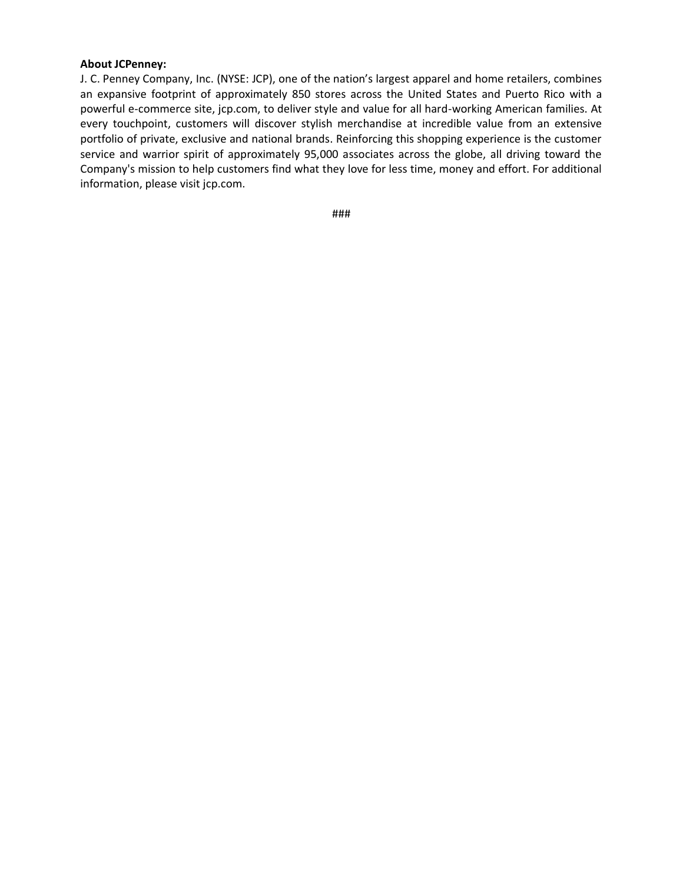**About JCPenney:**

J. C. Penney Company, Inc. (NYSE: JCP), one of the nation's largest apparel and home retailers, combines an expansive footprint of approximately 850 stores across the United States and Puerto Rico with a powerful e-commerce site, jcp.com, to deliver style and value for all hard-working American families. At every touchpoint, customers will discover stylish merchandise at incredible value from an extensive portfolio of private, exclusive and national brands. Reinforcing this shopping experience is the customer service and warrior spirit of approximately 95,000 associates across the globe, all driving toward the Company's mission to help customers find what they love for less time, money and effort. For additional information, please visit jcp.com.

###